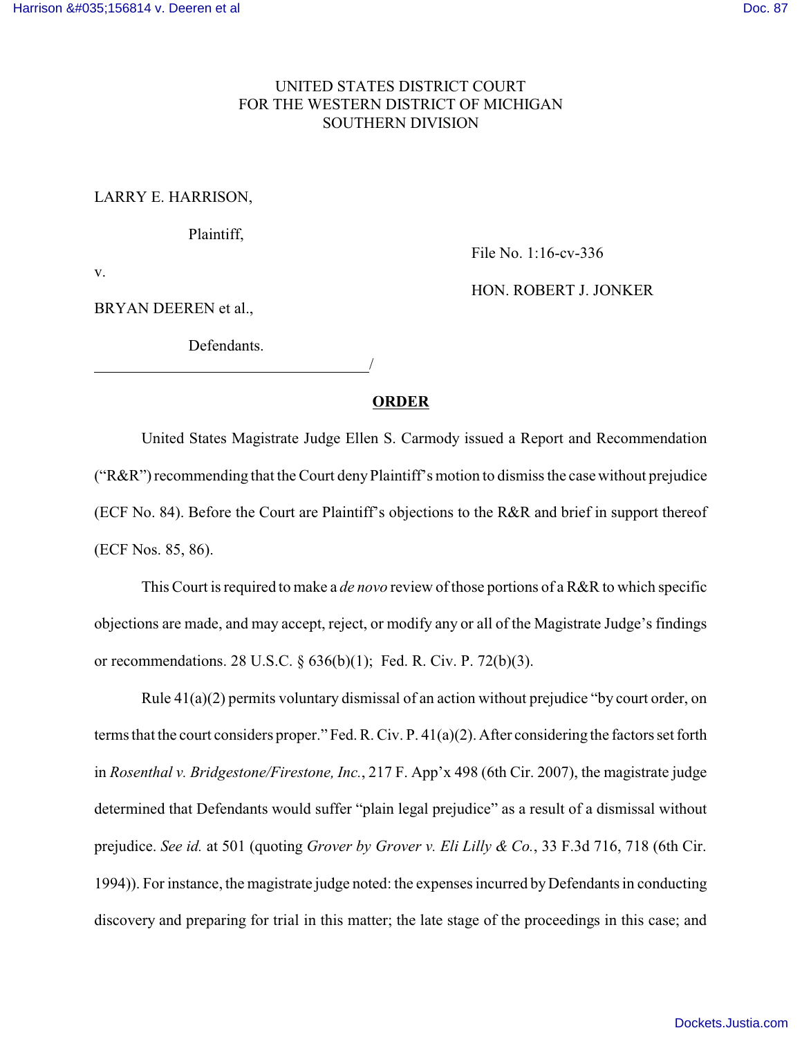UNITED STATES DISTRICT COURT
FOR THE WESTERN DISTRICT OF MICHIGAN
SOUTHERN DIVISION

LARRY E. HARRISON,

Plaintiff,

v.

BRYAN DEEREN et al.,

Defendants.

File No. 1:16-cv-336

HON. ROBERT J. JONKER

**ORDER**

United States Magistrate Judge Ellen S. Carmody issued a Report and Recommendation ("R&R") recommending that the Court deny Plaintiff's motion to dismiss the case without prejudice (ECF No. 84). Before the Court are Plaintiff's objections to the R&R and brief in support thereof (ECF Nos. 85, 86).

This Court is required to make a *de novo* review of those portions of a R&R to which specific objections are made, and may accept, reject, or modify any or all of the Magistrate Judge's findings or recommendations. 28 U.S.C. § 636(b)(1); Fed. R. Civ. P. 72(b)(3).

Rule 41(a)(2) permits voluntary dismissal of an action without prejudice "by court order, on terms that the court considers proper." Fed. R. Civ. P. 41(a)(2). After considering the factors set forth in *Rosenthal v. Bridgestone/Firestone, Inc.*, 217 F. App'x 498 (6th Cir. 2007), the magistrate judge determined that Defendants would suffer "plain legal prejudice" as a result of a dismissal without prejudice. *See id.* at 501 (quoting *Grover by Grover v. Eli Lilly & Co.*, 33 F.3d 716, 718 (6th Cir. 1994)). For instance, the magistrate judge noted: the expenses incurred by Defendants in conducting discovery and preparing for trial in this matter; the late stage of the proceedings in this case; and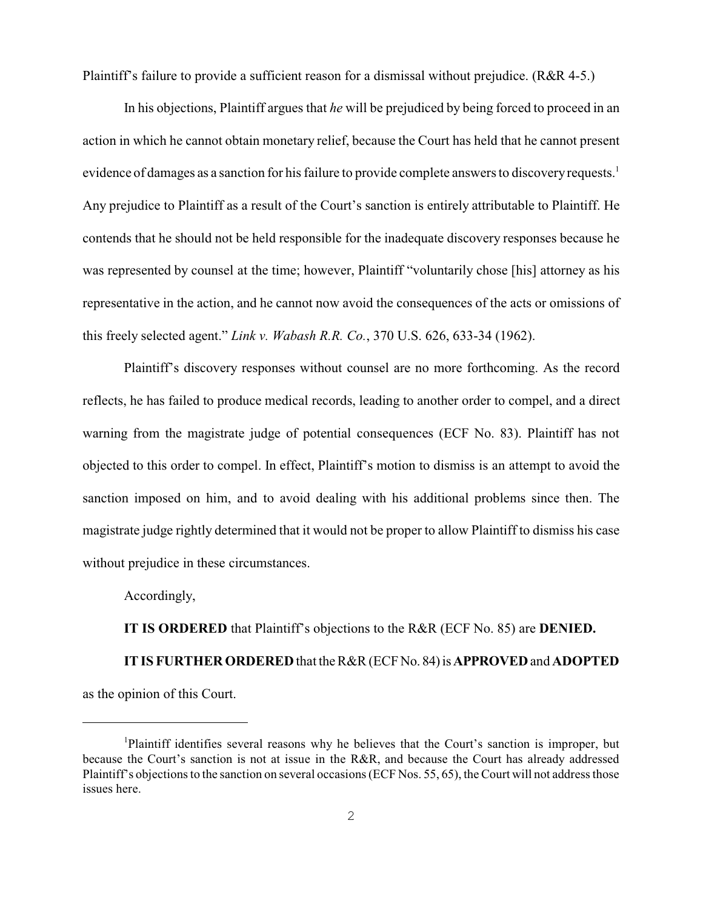Plaintiff's failure to provide a sufficient reason for a dismissal without prejudice. (R&R 4-5.)

In his objections, Plaintiff argues that *he* will be prejudiced by being forced to proceed in an action in which he cannot obtain monetary relief, because the Court has held that he cannot present evidence of damages as a sanction for his failure to provide complete answers to discovery requests.[1] Any prejudice to Plaintiff as a result of the Court's sanction is entirely attributable to Plaintiff. He contends that he should not be held responsible for the inadequate discovery responses because he was represented by counsel at the time; however, Plaintiff "voluntarily chose [his] attorney as his representative in the action, and he cannot now avoid the consequences of the acts or omissions of this freely selected agent." *Link v. Wabash R.R. Co.*, 370 U.S. 626, 633-34 (1962).

Plaintiff's discovery responses without counsel are no more forthcoming. As the record reflects, he has failed to produce medical records, leading to another order to compel, and a direct warning from the magistrate judge of potential consequences (ECF No. 83). Plaintiff has not objected to this order to compel. In effect, Plaintiff's motion to dismiss is an attempt to avoid the sanction imposed on him, and to avoid dealing with his additional problems since then. The magistrate judge rightly determined that it would not be proper to allow Plaintiff to dismiss his case without prejudice in these circumstances.

Accordingly,

**IT IS ORDERED** that Plaintiff's objections to the R&R (ECF No. 85) are **DENIED.**

**IT IS FURTHER ORDERED** that the R&R (ECF No. 84) is **APPROVED** and **ADOPTED** as the opinion of this Court.

---

[1] Plaintiff identifies several reasons why he believes that the Court's sanction is improper, but because the Court's sanction is not at issue in the R&R, and because the Court has already addressed Plaintiff's objections to the sanction on several occasions (ECF Nos. 55, 65), the Court will not address those issues here.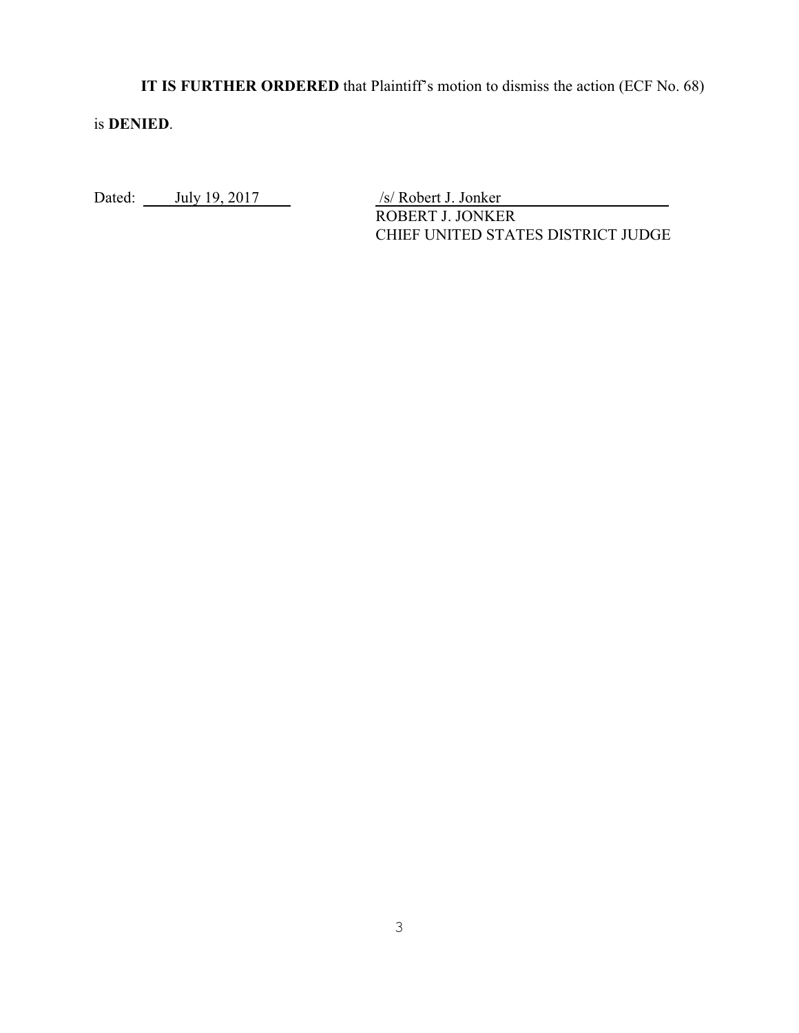**IT IS FURTHER ORDERED** that Plaintiff's motion to dismiss the action (ECF No. 68) is **DENIED**.

Dated: July 19, 2017

/s/ Robert J. Jonker
ROBERT J. JONKER
CHIEF UNITED STATES DISTRICT JUDGE